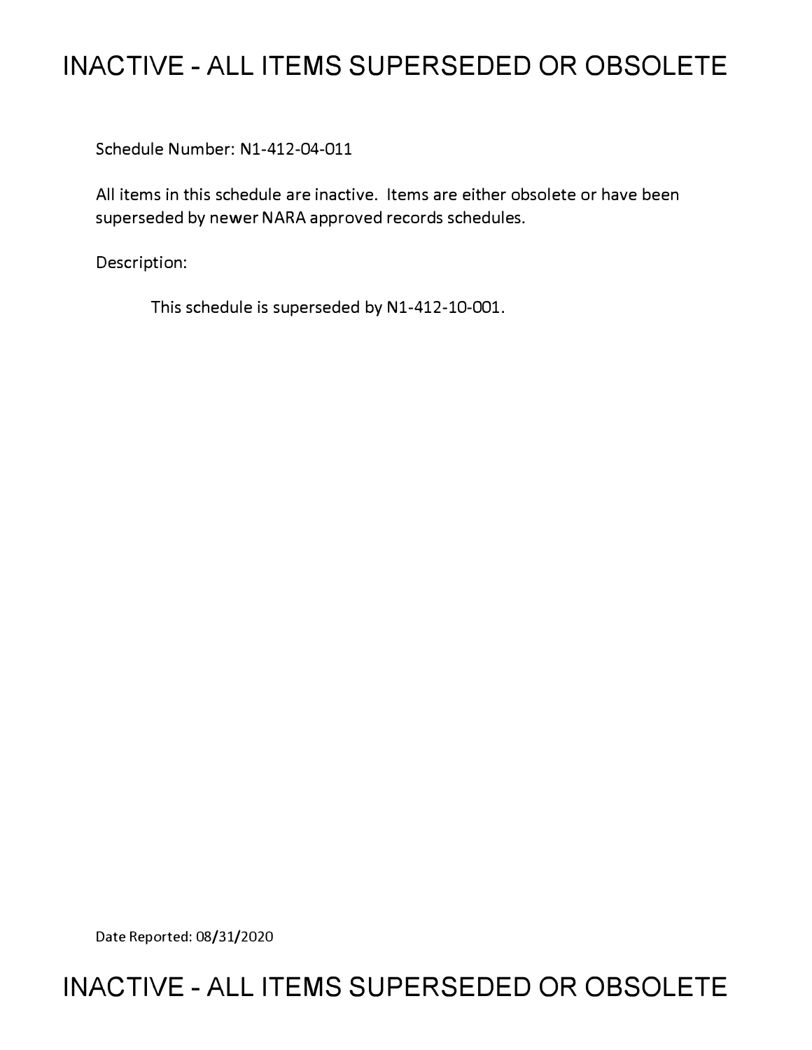# INACTIVE - ALL ITEMS SUPERSEDED OR OBSOLETE

Schedule Number: N1-412-04-011

All items in this schedule are inactive. Items are either obsolete or have been superseded by newer NARA approved records schedules.

Description:

This schedule is superseded by N1-412-10-001.

Date Reported: 08/31/2020

# INACTIVE - ALL ITEMS SUPERSEDED OR OBSOLETE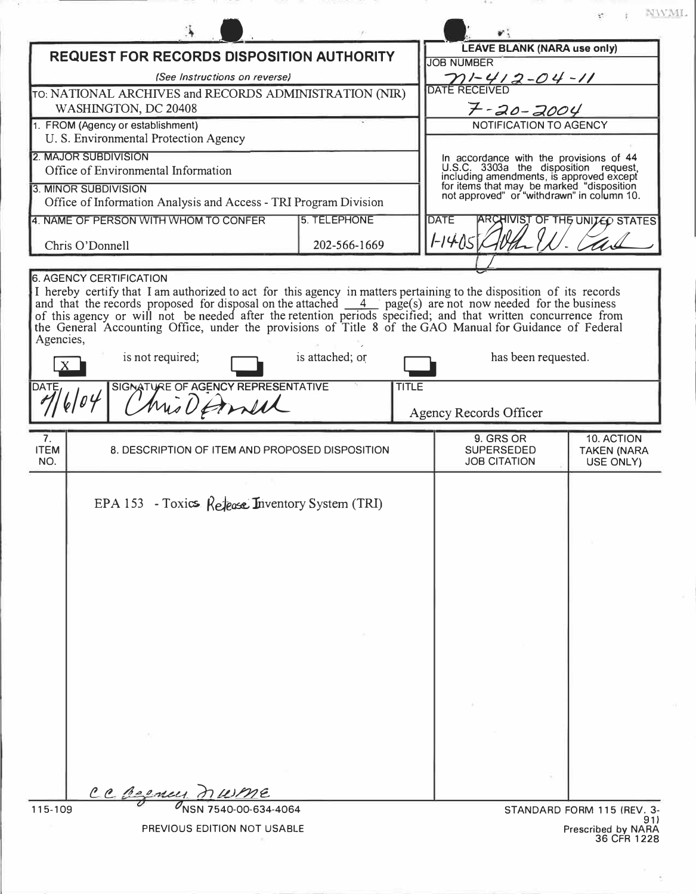NWML

# REQUEST FOR RECORDS DISPOSITION AUTHORITY

*(See Instructions on reverse)*

| | |
|---|---|
| TO: NATIONAL ARCHIVES and RECORDS ADMINISTRATION (NIR) WASHINGTON, DC 20408 | **LEAVE BLANK (NARA use only)** |
| | JOB NUMBER: N1-412-04-11 |
| | DATE RECEIVED: 7-20-2004 |
| 1. FROM (Agency or establishment): U. S. Environmental Protection Agency | NOTIFICATION TO AGENCY |
| 2. MAJOR SUBDIVISION: Office of Environmental Information | In accordance with the provisions of 44 U.S.C. 3303a the disposition request, including amendments, is approved except for items that may be marked "disposition not approved" or "withdrawn" in column 10. |
| 3. MINOR SUBDIVISION: Office of Information Analysis and Access - TRI Program Division | |
| 4. NAME OF PERSON WITH WHOM TO CONFER: Chris O'Donnell — 5. TELEPHONE: 202-566-1669 | DATE: 1-14-05 — ARCHIVIST OF THE UNITED STATES: [signature] |

**6. AGENCY CERTIFICATION**

I hereby certify that I am authorized to act for this agency in matters pertaining to the disposition of its records and that the records proposed for disposal on the attached 4 page(s) are not now needed for the business of this agency or will not be needed after the retention periods specified; and that written concurrence from the General Accounting Office, under the provisions of Title 8 of the GAO Manual for Guidance of Federal Agencies,

[X] is not required; [ ] is attached; or [ ] has been requested.

| DATE | SIGNATURE OF AGENCY REPRESENTATIVE | TITLE |
|---|---|---|
| 7/6/04 | Chris O'Donnell | Agency Records Officer |

| 7. ITEM NO. | 8. DESCRIPTION OF ITEM AND PROPOSED DISPOSITION | 9. GRS OR SUPERSEDED JOB CITATION | 10. ACTION TAKEN (NARA USE ONLY) |
|---|---|---|---|
| | EPA 153 - Toxics Release Inventory System (TRI) | | |

cc Agency, NWME

115-109 NSN 7540-00-634-4064

PREVIOUS EDITION NOT USABLE

STANDARD FORM 115 (REV. 3-91)
Prescribed by NARA
36 CFR 1228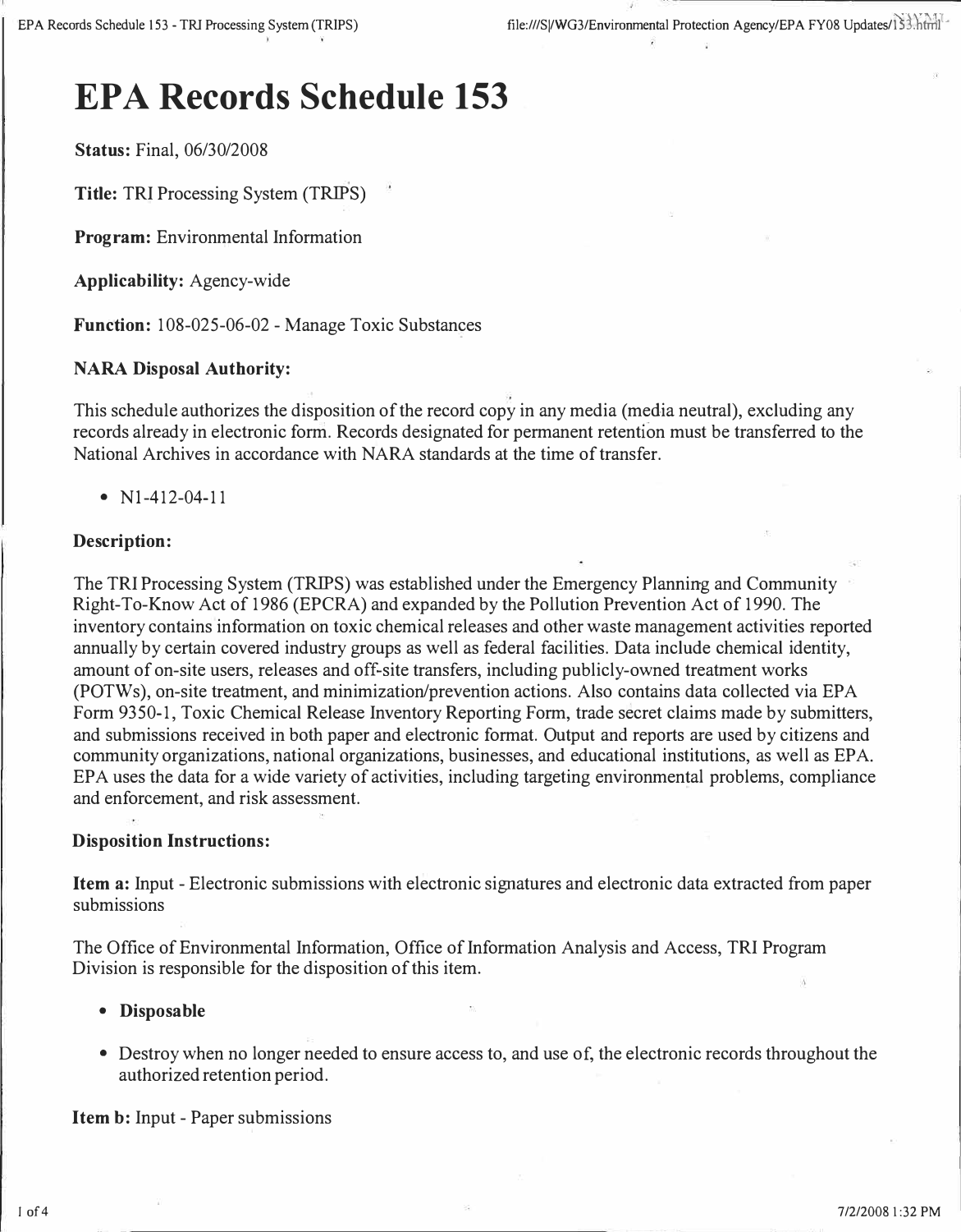# EPA Records Schedule 153

**Status:** Final, 06/30/2008

**Title:** TRI Processing System (TRIPS)

**Program:** Environmental Information

**Applicability:** Agency-wide

**Function:** 108-025-06-02 - Manage Toxic Substances

### NARA Disposal Authority:

This schedule authorizes the disposition of the record copy in any media (media neutral), excluding any records already in electronic form. Records designated for permanent retention must be transferred to the National Archives in accordance with NARA standards at the time of transfer.

- N1-412-04-11

### Description:

The TRI Processing System (TRIPS) was established under the Emergency Planning and Community Right-To-Know Act of 1986 (EPCRA) and expanded by the Pollution Prevention Act of 1990. The inventory contains information on toxic chemical releases and other waste management activities reported annually by certain covered industry groups as well as federal facilities. Data include chemical identity, amount of on-site users, releases and off-site transfers, including publicly-owned treatment works (POTWs), on-site treatment, and minimization/prevention actions. Also contains data collected via EPA Form 9350-1, Toxic Chemical Release Inventory Reporting Form, trade secret claims made by submitters, and submissions received in both paper and electronic format. Output and reports are used by citizens and community organizations, national organizations, businesses, and educational institutions, as well as EPA. EPA uses the data for a wide variety of activities, including targeting environmental problems, compliance and enforcement, and risk assessment.

### Disposition Instructions:

**Item a:** Input - Electronic submissions with electronic signatures and electronic data extracted from paper submissions

The Office of Environmental Information, Office of Information Analysis and Access, TRI Program Division is responsible for the disposition of this item.

- **Disposable**
- Destroy when no longer needed to ensure access to, and use of, the electronic records throughout the authorized retention period.

**Item b:** Input - Paper submissions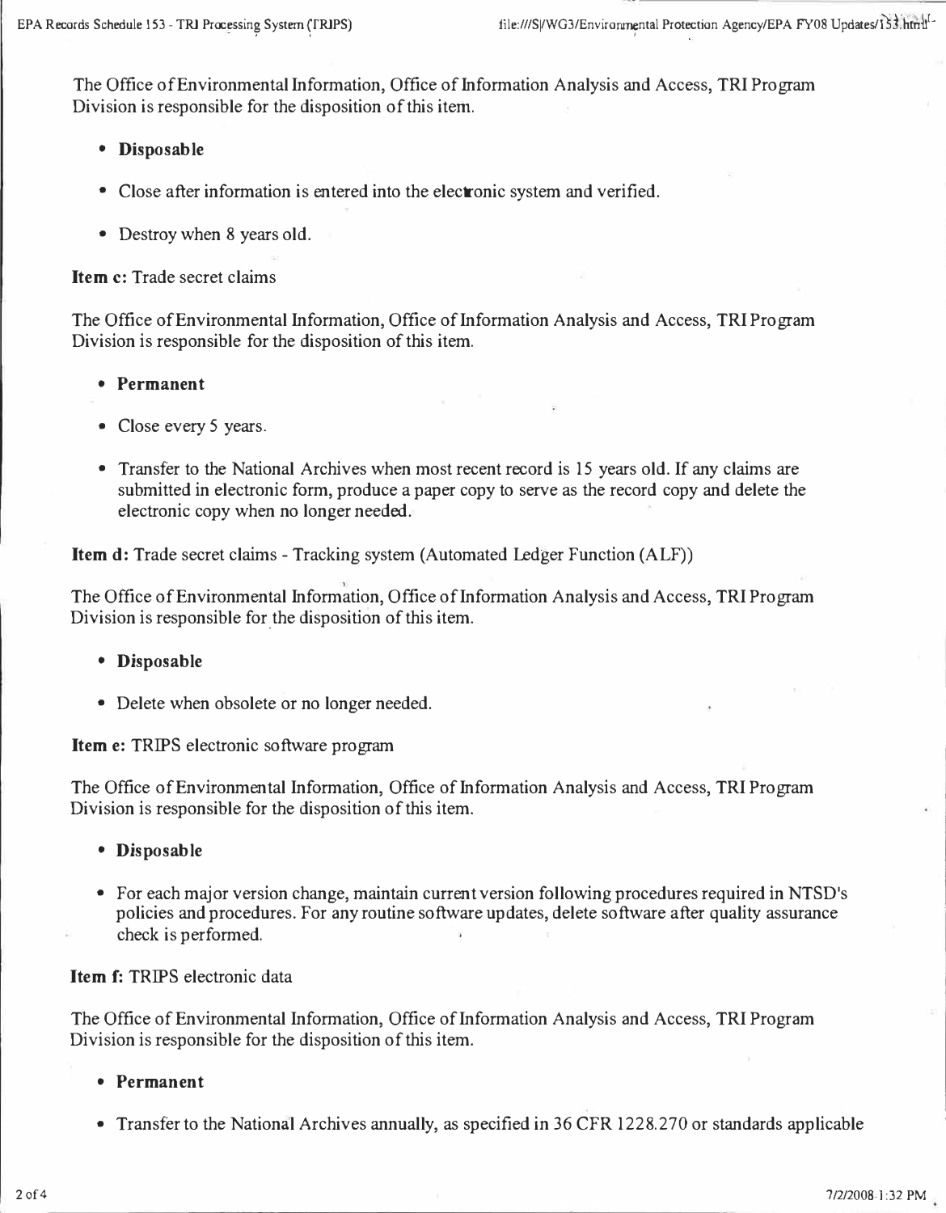The Office of Environmental Information, Office of Information Analysis and Access, TRI Program Division is responsible for the disposition of this item.

- **Disposable**
- Close after information is entered into the electronic system and verified.
- Destroy when 8 years old.

**Item c:** Trade secret claims

The Office of Environmental Information, Office of Information Analysis and Access, TRI Program Division is responsible for the disposition of this item.

- **Permanent**
- Close every 5 years.
- Transfer to the National Archives when most recent record is 15 years old. If any claims are submitted in electronic form, produce a paper copy to serve as the record copy and delete the electronic copy when no longer needed.

**Item d:** Trade secret claims - Tracking system (Automated Ledger Function (ALF))

The Office of Environmental Information, Office of Information Analysis and Access, TRI Program Division is responsible for the disposition of this item.

- **Disposable**
- Delete when obsolete or no longer needed.

**Item e:** TRIPS electronic software program

The Office of Environmental Information, Office of Information Analysis and Access, TRI Program Division is responsible for the disposition of this item.

- **Disposable**
- For each major version change, maintain current version following procedures required in NTSD's policies and procedures. For any routine software updates, delete software after quality assurance check is performed.

**Item f:** TRIPS electronic data

The Office of Environmental Information, Office of Information Analysis and Access, TRI Program Division is responsible for the disposition of this item.

- **Permanent**
- Transfer to the National Archives annually, as specified in 36 CFR 1228.270 or standards applicable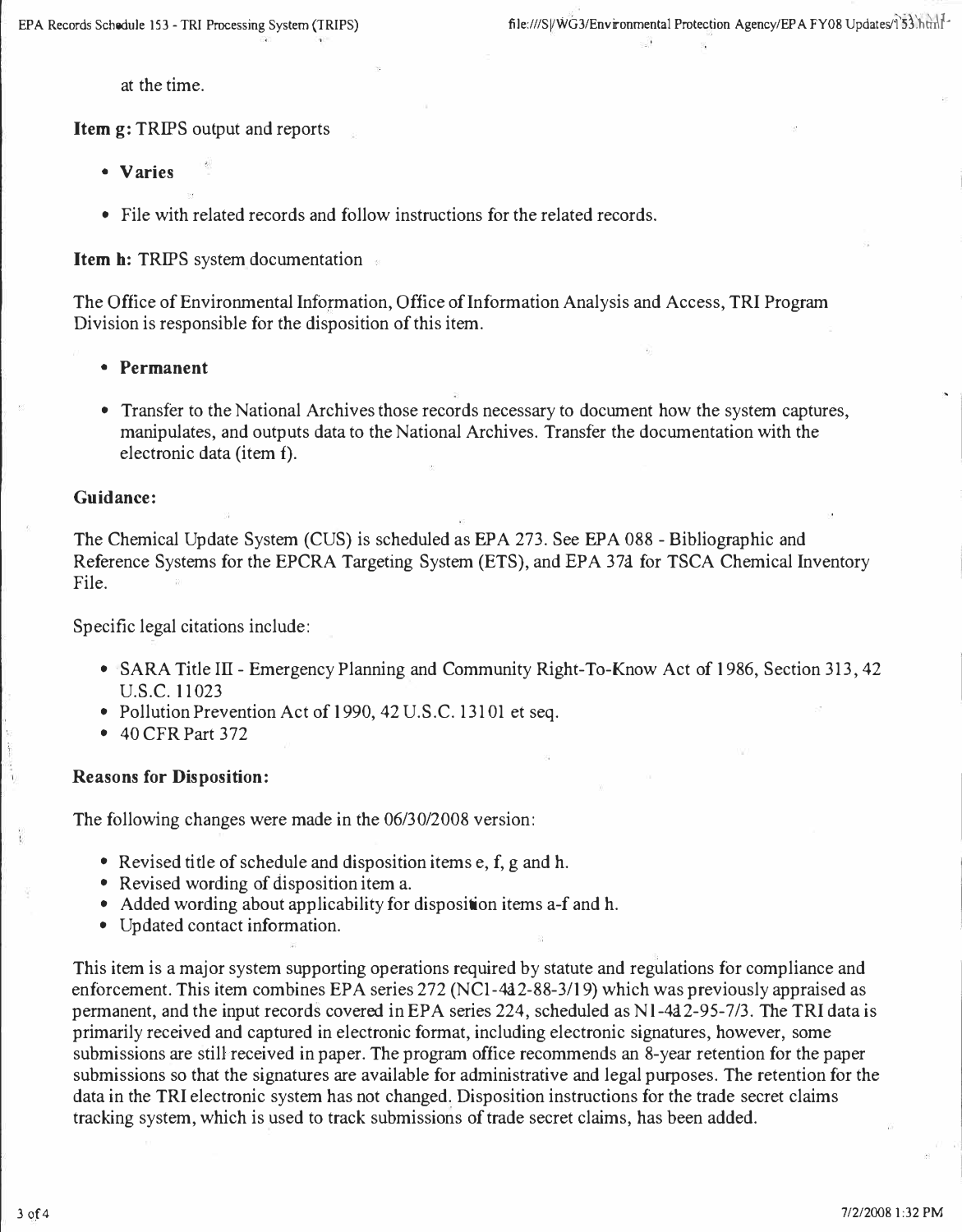at the time.

**Item g:** TRIPS output and reports

- **Varies**
- File with related records and follow instructions for the related records.

**Item h:** TRIPS system documentation

The Office of Environmental Information, Office of Information Analysis and Access, TRI Program Division is responsible for the disposition of this item.

- **Permanent**
- Transfer to the National Archives those records necessary to document how the system captures, manipulates, and outputs data to the National Archives. Transfer the documentation with the electronic data (item f).

**Guidance:**

The Chemical Update System (CUS) is scheduled as EPA 273. See EPA 088 - Bibliographic and Reference Systems for the EPCRA Targeting System (ETS), and EPA 374 for TSCA Chemical Inventory File.

Specific legal citations include:

- SARA Title III - Emergency Planning and Community Right-To-Know Act of 1986, Section 313, 42 U.S.C. 11023
- Pollution Prevention Act of 1990, 42 U.S.C. 13101 et seq.
- 40 CFR Part 372

**Reasons for Disposition:**

The following changes were made in the 06/30/2008 version:

- Revised title of schedule and disposition items e, f, g and h.
- Revised wording of disposition item a.
- Added wording about applicability for disposition items a-f and h.
- Updated contact information.

This item is a major system supporting operations required by statute and regulations for compliance and enforcement. This item combines EPA series 272 (NC1-412-88-3/19) which was previously appraised as permanent, and the input records covered in EPA series 224, scheduled as N1-412-95-7/3. The TRI data is primarily received and captured in electronic format, including electronic signatures, however, some submissions are still received in paper. The program office recommends an 8-year retention for the paper submissions so that the signatures are available for administrative and legal purposes. The retention for the data in the TRI electronic system has not changed. Disposition instructions for the trade secret claims tracking system, which is used to track submissions of trade secret claims, has been added.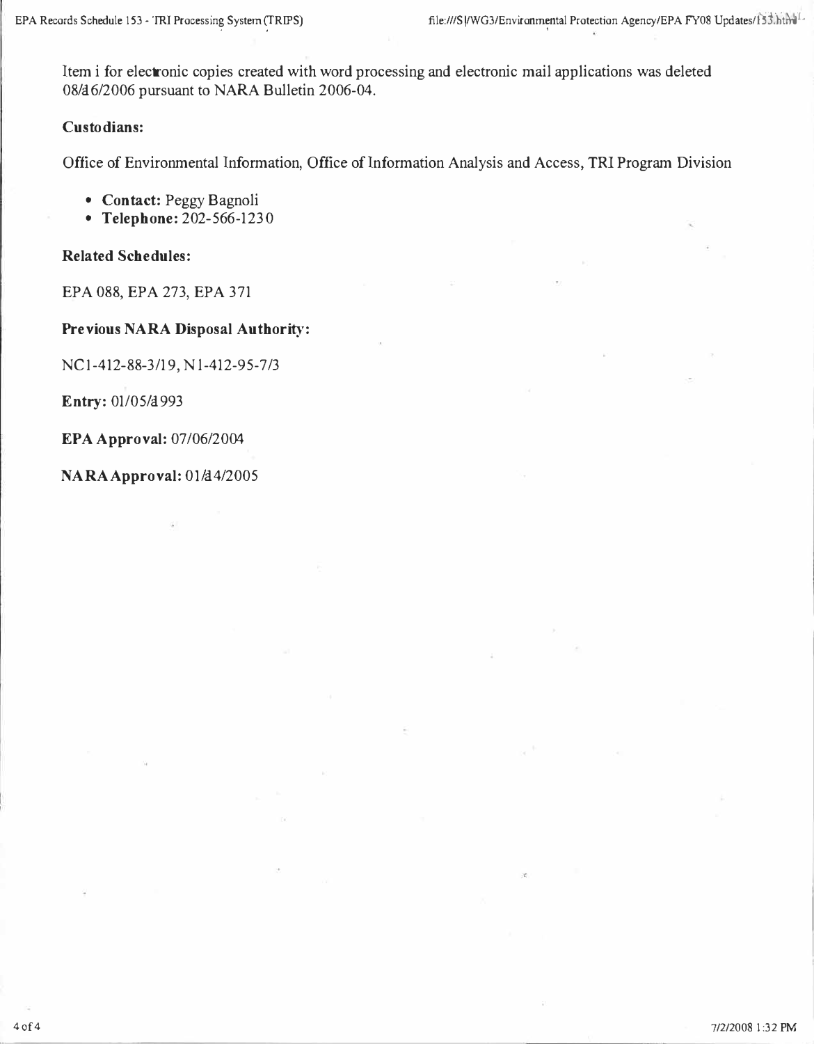Item i for electronic copies created with word processing and electronic mail applications was deleted 08/16/2006 pursuant to NARA Bulletin 2006-04.

**Custodians:**

Office of Environmental Information, Office of Information Analysis and Access, TRI Program Division

- **Contact:** Peggy Bagnoli
- **Telephone:** 202-566-1230

**Related Schedules:**

EPA 088, EPA 273, EPA 371

**Previous NARA Disposal Authority:**

NC1-412-88-3/19, N1-412-95-7/3

**Entry:** 01/05/1993

**EPA Approval:** 07/06/2004

**NARA Approval:** 01/14/2005